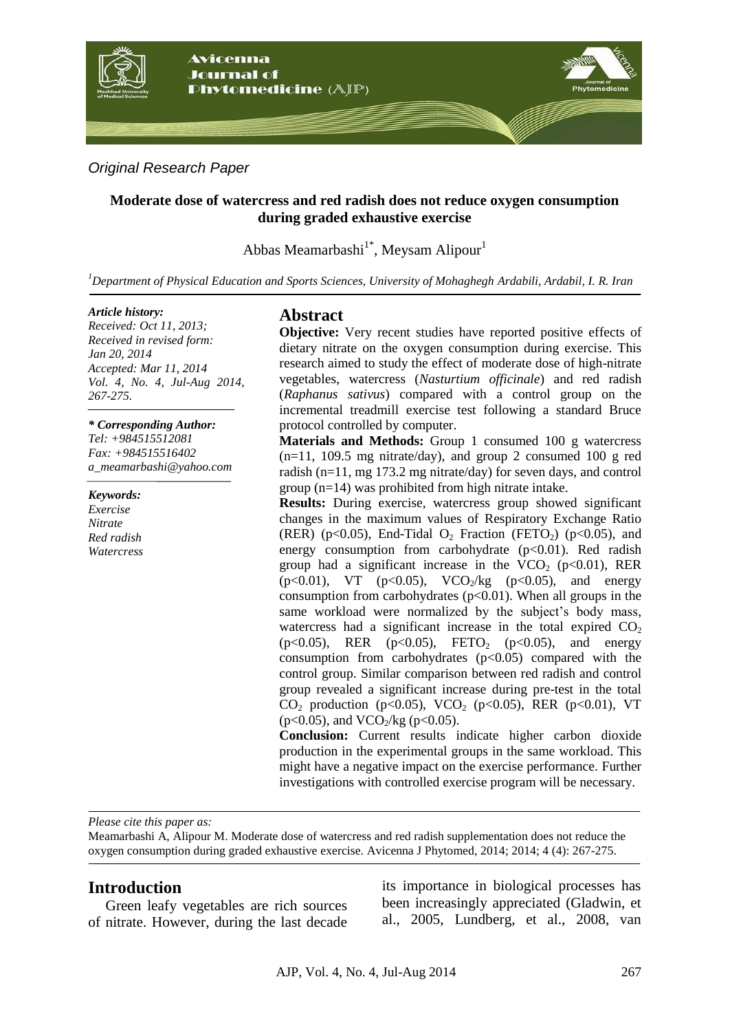*Original Research Paper*

# Moderate dose of watercress and red radish does not reduce oxygen consumption during graded exhaustive exercise

Abbas Meamarbashi[1*], Meysam Alipour[1]

[1]*Department of Physical Education and Sports Sciences, University of Mohaghegh Ardabili, Ardabil, I. R. Iran*

*Article history:*
*Received: Oct 11, 2013;*
*Received in revised form: Jan 20, 2014*
*Accepted: Mar 11, 2014*
*Vol. 4, No. 4, Jul-Aug 2014, 267-275.*

*\* Corresponding Author:*
*Tel: +984515512081*
*Fax: +984515516402*
*a_meamarbashi@yahoo.com*

*Keywords:*
*Exercise*
*Nitrate*
*Red radish*
*Watercress*

## Abstract

**Objective:** Very recent studies have reported positive effects of dietary nitrate on the oxygen consumption during exercise. This research aimed to study the effect of moderate dose of high-nitrate vegetables, watercress (*Nasturtium officinale*) and red radish (*Raphanus sativus*) compared with a control group on the incremental treadmill exercise test following a standard Bruce protocol controlled by computer.

**Materials and Methods:** Group 1 consumed 100 g watercress (n=11, 109.5 mg nitrate/day), and group 2 consumed 100 g red radish (n=11, mg 173.2 mg nitrate/day) for seven days, and control group (n=14) was prohibited from high nitrate intake.

**Results:** During exercise, watercress group showed significant changes in the maximum values of Respiratory Exchange Ratio (RER) ($p<0.05$), End-Tidal $O_2$ Fraction ($FETO_2$) ($p<0.05$), and energy consumption from carbohydrate ($p<0.01$). Red radish group had a significant increase in the $VCO_2$ ($p<0.01$), RER ($p<0.01$), VT ($p<0.05$), $VCO_2$/kg ($p<0.05$), and energy consumption from carbohydrates ($p<0.01$). When all groups in the same workload were normalized by the subject's body mass, watercress had a significant increase in the total expired $CO_2$ ($p<0.05$), RER ($p<0.05$), $FETO_2$ ($p<0.05$), and energy consumption from carbohydrates ($p<0.05$) compared with the control group. Similar comparison between red radish and control group revealed a significant increase during pre-test in the total $CO_2$ production ($p<0.05$), $VCO_2$ ($p<0.05$), RER ($p<0.01$), VT ($p<0.05$), and $VCO_2$/kg ($p<0.05$).

**Conclusion:** Current results indicate higher carbon dioxide production in the experimental groups in the same workload. This might have a negative impact on the exercise performance. Further investigations with controlled exercise program will be necessary.

*Please cite this paper as:*
Meamarbashi A, Alipour M. Moderate dose of watercress and red radish supplementation does not reduce the oxygen consumption during graded exhaustive exercise. Avicenna J Phytomed, 2014; 2014; 4 (4): 267-275.

## Introduction

Green leafy vegetables are rich sources of nitrate. However, during the last decade its importance in biological processes has been increasingly appreciated (Gladwin, et al., 2005, Lundberg, et al., 2008, van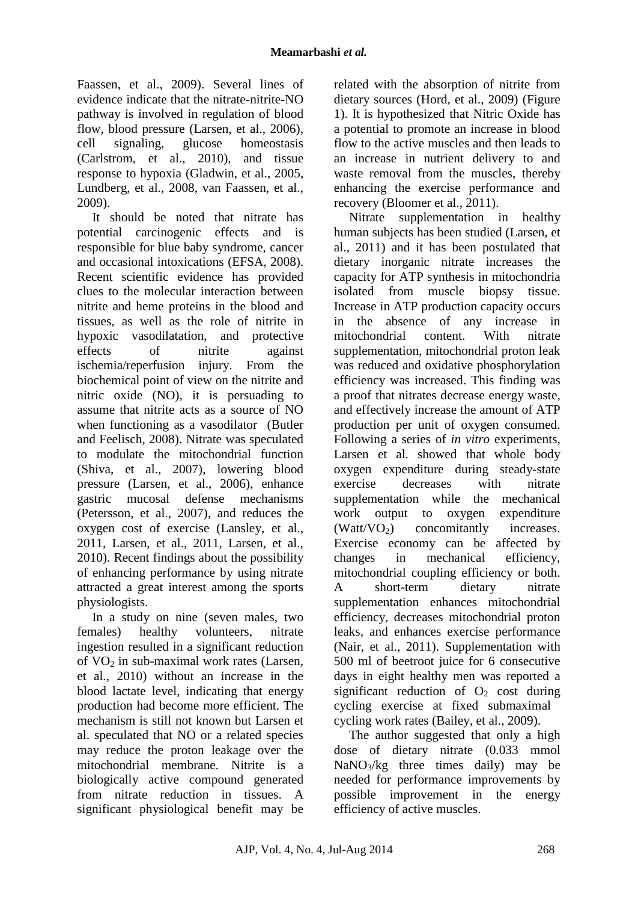Faassen, et al., 2009). Several lines of evidence indicate that the nitrate-nitrite-NO pathway is involved in regulation of blood flow, blood pressure (Larsen, et al., 2006), cell signaling, glucose homeostasis (Carlstrom, et al., 2010), and tissue response to hypoxia (Gladwin, et al., 2005, Lundberg, et al., 2008, van Faassen, et al., 2009).

It should be noted that nitrate has potential carcinogenic effects and is responsible for blue baby syndrome, cancer and occasional intoxications (EFSA, 2008). Recent scientific evidence has provided clues to the molecular interaction between nitrite and heme proteins in the blood and tissues, as well as the role of nitrite in hypoxic vasodilatation, and protective effects of nitrite against ischemia/reperfusion injury. From the biochemical point of view on the nitrite and nitric oxide (NO), it is persuading to assume that nitrite acts as a source of NO when functioning as a vasodilator (Butler and Feelisch, 2008). Nitrate was speculated to modulate the mitochondrial function (Shiva, et al., 2007), lowering blood pressure (Larsen, et al., 2006), enhance gastric mucosal defense mechanisms (Petersson, et al., 2007), and reduces the oxygen cost of exercise (Lansley, et al., 2011, Larsen, et al., 2011, Larsen, et al., 2010). Recent findings about the possibility of enhancing performance by using nitrate attracted a great interest among the sports physiologists.

In a study on nine (seven males, two females) healthy volunteers, nitrate ingestion resulted in a significant reduction of $VO_2$ in sub-maximal work rates (Larsen, et al., 2010) without an increase in the blood lactate level, indicating that energy production had become more efficient. The mechanism is still not known but Larsen et al. speculated that NO or a related species may reduce the proton leakage over the mitochondrial membrane. Nitrite is a biologically active compound generated from nitrate reduction in tissues. A significant physiological benefit may be related with the absorption of nitrite from dietary sources (Hord, et al., 2009) (Figure 1). It is hypothesized that Nitric Oxide has a potential to promote an increase in blood flow to the active muscles and then leads to an increase in nutrient delivery to and waste removal from the muscles, thereby enhancing the exercise performance and recovery (Bloomer et al., 2011).

Nitrate supplementation in healthy human subjects has been studied (Larsen, et al., 2011) and it has been postulated that dietary inorganic nitrate increases the capacity for ATP synthesis in mitochondria isolated from muscle biopsy tissue. Increase in ATP production capacity occurs in the absence of any increase in mitochondrial content. With nitrate supplementation, mitochondrial proton leak was reduced and oxidative phosphorylation efficiency was increased. This finding was a proof that nitrates decrease energy waste, and effectively increase the amount of ATP production per unit of oxygen consumed. Following a series of *in vitro* experiments, Larsen et al. showed that whole body oxygen expenditure during steady-state exercise decreases with nitrate supplementation while the mechanical work output to oxygen expenditure ($Watt/VO_2$) concomitantly increases. Exercise economy can be affected by changes in mechanical efficiency, mitochondrial coupling efficiency or both. A short-term dietary nitrate supplementation enhances mitochondrial efficiency, decreases mitochondrial proton leaks, and enhances exercise performance (Nair, et al., 2011). Supplementation with 500 ml of beetroot juice for 6 consecutive days in eight healthy men was reported a significant reduction of $O_2$ cost during cycling exercise at fixed submaximal cycling work rates (Bailey, et al., 2009).

The author suggested that only a high dose of dietary nitrate (0.033 mmol $NaNO_3$/kg three times daily) may be needed for performance improvements by possible improvement in the energy efficiency of active muscles.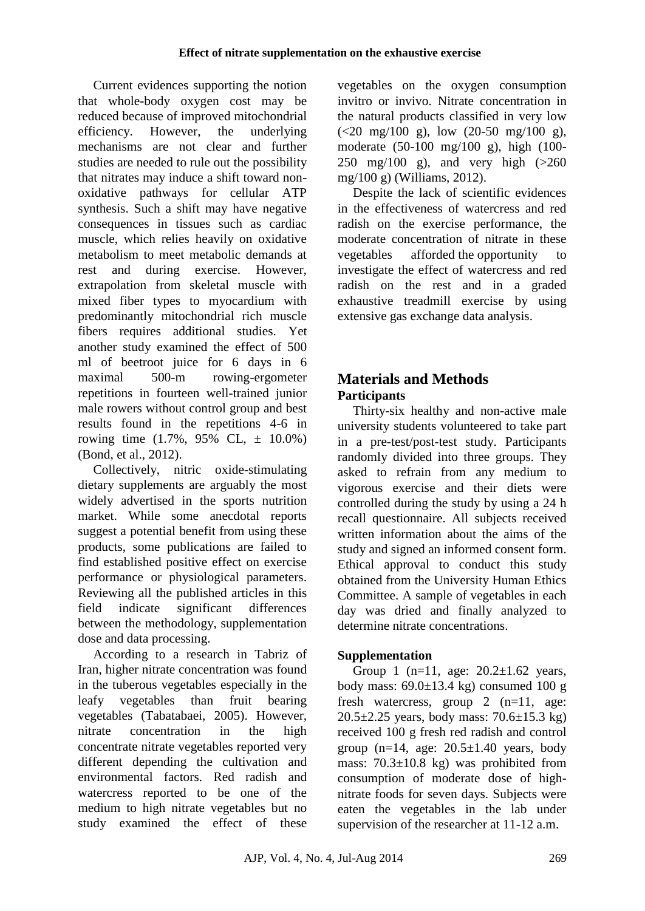Current evidences supporting the notion that whole-body oxygen cost may be reduced because of improved mitochondrial efficiency. However, the underlying mechanisms are not clear and further studies are needed to rule out the possibility that nitrates may induce a shift toward non-oxidative pathways for cellular ATP synthesis. Such a shift may have negative consequences in tissues such as cardiac muscle, which relies heavily on oxidative metabolism to meet metabolic demands at rest and during exercise. However, extrapolation from skeletal muscle with mixed fiber types to myocardium with predominantly mitochondrial rich muscle fibers requires additional studies. Yet another study examined the effect of 500 ml of beetroot juice for 6 days in 6 maximal 500-m rowing-ergometer repetitions in fourteen well-trained junior male rowers without control group and best results found in the repetitions 4-6 in rowing time (1.7%, 95% CL, ± 10.0%) (Bond, et al., 2012).

Collectively, nitric oxide-stimulating dietary supplements are arguably the most widely advertised in the sports nutrition market. While some anecdotal reports suggest a potential benefit from using these products, some publications are failed to find established positive effect on exercise performance or physiological parameters. Reviewing all the published articles in this field indicate significant differences between the methodology, supplementation dose and data processing.

According to a research in Tabriz of Iran, higher nitrate concentration was found in the tuberous vegetables especially in the leafy vegetables than fruit bearing vegetables (Tabatabaei, 2005). However, nitrate concentration in the high concentrate nitrate vegetables reported very different depending the cultivation and environmental factors. Red radish and watercress reported to be one of the medium to high nitrate vegetables but no study examined the effect of these vegetables on the oxygen consumption invitro or invivo. Nitrate concentration in the natural products classified in very low (<20 mg/100 g), low (20-50 mg/100 g), moderate (50-100 mg/100 g), high (100-250 mg/100 g), and very high (>260 mg/100 g) (Williams, 2012).

Despite the lack of scientific evidences in the effectiveness of watercress and red radish on the exercise performance, the moderate concentration of nitrate in these vegetables afforded the opportunity to investigate the effect of watercress and red radish on the rest and in a graded exhaustive treadmill exercise by using extensive gas exchange data analysis.

## Materials and Methods

### Participants

Thirty-six healthy and non-active male university students volunteered to take part in a pre-test/post-test study. Participants randomly divided into three groups. They asked to refrain from any medium to vigorous exercise and their diets were controlled during the study by using a 24 h recall questionnaire. All subjects received written information about the aims of the study and signed an informed consent form. Ethical approval to conduct this study obtained from the University Human Ethics Committee. A sample of vegetables in each day was dried and finally analyzed to determine nitrate concentrations.

### Supplementation

Group 1 (n=11, age: 20.2±1.62 years, body mass: 69.0±13.4 kg) consumed 100 g fresh watercress, group 2 (n=11, age: 20.5±2.25 years, body mass: 70.6±15.3 kg) received 100 g fresh red radish and control group (n=14, age: 20.5±1.40 years, body mass: 70.3±10.8 kg) was prohibited from consumption of moderate dose of high-nitrate foods for seven days. Subjects were eaten the vegetables in the lab under supervision of the researcher at 11-12 a.m.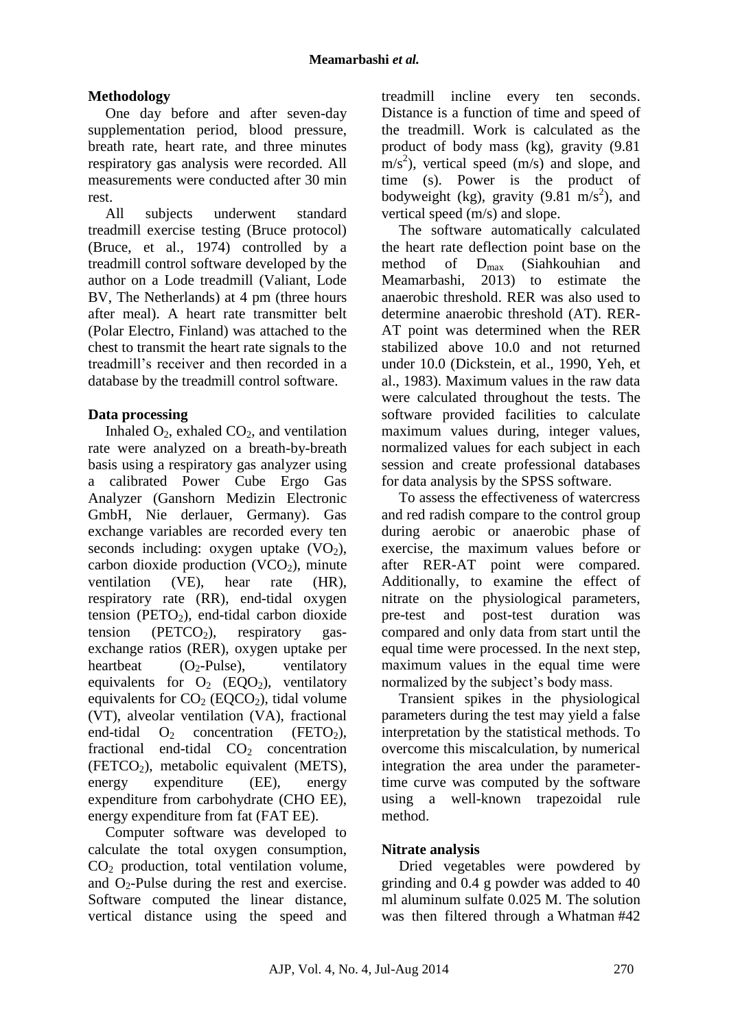## Methodology

One day before and after seven-day supplementation period, blood pressure, breath rate, heart rate, and three minutes respiratory gas analysis were recorded. All measurements were conducted after 30 min rest.

All subjects underwent standard treadmill exercise testing (Bruce protocol) (Bruce, et al., 1974) controlled by a treadmill control software developed by the author on a Lode treadmill (Valiant, Lode BV, The Netherlands) at 4 pm (three hours after meal). A heart rate transmitter belt (Polar Electro, Finland) was attached to the chest to transmit the heart rate signals to the treadmill's receiver and then recorded in a database by the treadmill control software.

## Data processing

Inhaled $O_2$, exhaled $CO_2$, and ventilation rate were analyzed on a breath-by-breath basis using a respiratory gas analyzer using a calibrated Power Cube Ergo Gas Analyzer (Ganshorn Medizin Electronic GmbH, Nie derlauer, Germany). Gas exchange variables are recorded every ten seconds including: oxygen uptake ($VO_2$), carbon dioxide production ($VCO_2$), minute ventilation (VE), hear rate (HR), respiratory rate (RR), end-tidal oxygen tension ($PETO_2$), end-tidal carbon dioxide tension ($PETCO_2$), respiratory gas-exchange ratios (RER), oxygen uptake per heartbeat ($O_2$-Pulse), ventilatory equivalents for $O_2$ ($EQO_2$), ventilatory equivalents for $CO_2$ ($EQCO_2$), tidal volume (VT), alveolar ventilation (VA), fractional end-tidal $O_2$ concentration ($FETO_2$), fractional end-tidal $CO_2$ concentration ($FETCO_2$), metabolic equivalent (METS), energy expenditure (EE), energy expenditure from carbohydrate (CHO EE), energy expenditure from fat (FAT EE).

Computer software was developed to calculate the total oxygen consumption, $CO_2$ production, total ventilation volume, and $O_2$-Pulse during the rest and exercise. Software computed the linear distance, vertical distance using the speed and treadmill incline every ten seconds. Distance is a function of time and speed of the treadmill. Work is calculated as the product of body mass (kg), gravity (9.81 $m/s^2$), vertical speed (m/s) and slope, and time (s). Power is the product of bodyweight (kg), gravity (9.81 $m/s^2$), and vertical speed (m/s) and slope.

The software automatically calculated the heart rate deflection point base on the method of $D_{max}$ (Siahkouhian and Meamarbashi, 2013) to estimate the anaerobic threshold. RER was also used to determine anaerobic threshold (AT). RER-AT point was determined when the RER stabilized above 10.0 and not returned under 10.0 (Dickstein, et al., 1990, Yeh, et al., 1983). Maximum values in the raw data were calculated throughout the tests. The software provided facilities to calculate maximum values during, integer values, normalized values for each subject in each session and create professional databases for data analysis by the SPSS software.

To assess the effectiveness of watercress and red radish compare to the control group during aerobic or anaerobic phase of exercise, the maximum values before or after RER-AT point were compared. Additionally, to examine the effect of nitrate on the physiological parameters, pre-test and post-test duration was compared and only data from start until the equal time were processed. In the next step, maximum values in the equal time were normalized by the subject's body mass.

Transient spikes in the physiological parameters during the test may yield a false interpretation by the statistical methods. To overcome this miscalculation, by numerical integration the area under the parameter-time curve was computed by the software using a well-known trapezoidal rule method.

## Nitrate analysis

Dried vegetables were powdered by grinding and 0.4 g powder was added to 40 ml aluminum sulfate 0.025 M. The solution was then filtered through a Whatman #42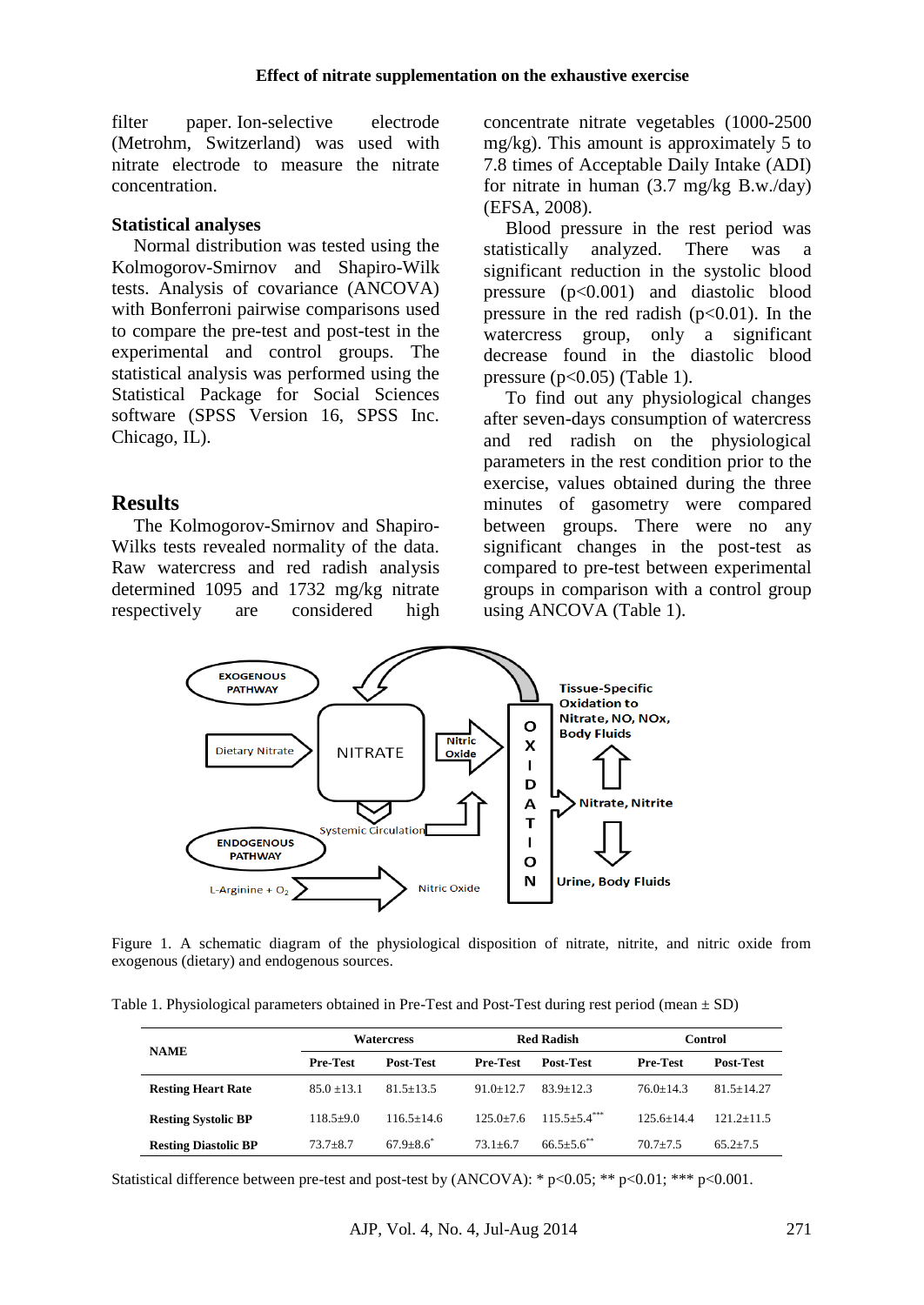filter paper. Ion-selective electrode (Metrohm, Switzerland) was used with nitrate electrode to measure the nitrate concentration.

### Statistical analyses

Normal distribution was tested using the Kolmogorov-Smirnov and Shapiro-Wilk tests. Analysis of covariance (ANCOVA) with Bonferroni pairwise comparisons used to compare the pre-test and post-test in the experimental and control groups. The statistical analysis was performed using the Statistical Package for Social Sciences software (SPSS Version 16, SPSS Inc. Chicago, IL).

## Results

The Kolmogorov-Smirnov and Shapiro-Wilks tests revealed normality of the data. Raw watercress and red radish analysis determined 1095 and 1732 mg/kg nitrate respectively are considered high concentrate nitrate vegetables (1000-2500 mg/kg). This amount is approximately 5 to 7.8 times of Acceptable Daily Intake (ADI) for nitrate in human (3.7 mg/kg B.w./day) (EFSA, 2008).

Blood pressure in the rest period was statistically analyzed. There was a significant reduction in the systolic blood pressure ($p<0.001$) and diastolic blood pressure in the red radish ($p<0.01$). In the watercress group, only a significant decrease found in the diastolic blood pressure ($p<0.05$) (Table 1).

To find out any physiological changes after seven-days consumption of watercress and red radish on the physiological parameters in the rest condition prior to the exercise, values obtained during the three minutes of gasometry were compared between groups. There were no any significant changes in the post-test as compared to pre-test between experimental groups in comparison with a control group using ANCOVA (Table 1).

Figure 1. A schematic diagram of the physiological disposition of nitrate, nitrite, and nitric oxide from exogenous (dietary) and endogenous sources.

Table 1. Physiological parameters obtained in Pre-Test and Post-Test during rest period (mean ± SD)

| NAME | Watercress | | Red Radish | | Control | |
|---|---|---|---|---|---|---|
| | Pre-Test | Post-Test | Pre-Test | Post-Test | Pre-Test | Post-Test |
| **Resting Heart Rate** | 85.0 ±13.1 | 81.5±13.5 | 91.0±12.7 | 83.9±12.3 | 76.0±14.3 | 81.5±14.27 |
| **Resting Systolic BP** | 118.5±9.0 | 116.5±14.6 | 125.0±7.6 | 115.5±5.4*** | 125.6±14.4 | 121.2±11.5 |
| **Resting Diastolic BP** | 73.7±8.7 | 67.9±8.6* | 73.1±6.7 | 66.5±5.6** | 70.7±7.5 | 65.2±7.5 |

Statistical difference between pre-test and post-test by (ANCOVA): * $p<0.05$; ** $p<0.01$; *** $p<0.001$.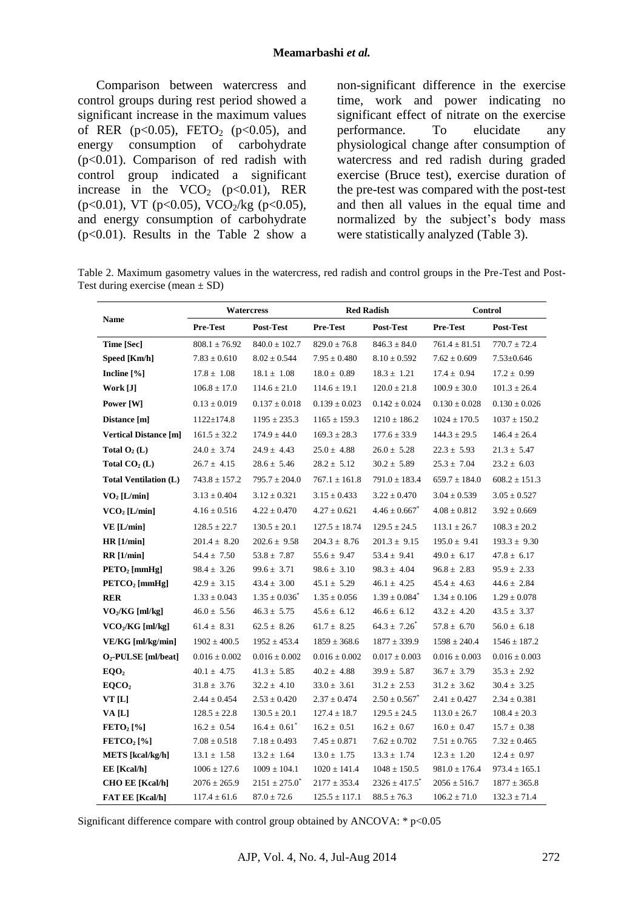Comparison between watercress and control groups during rest period showed a significant increase in the maximum values of RER ($p<0.05$), $FETO_2$ ($p<0.05$), and energy consumption of carbohydrate ($p<0.01$). Comparison of red radish with control group indicated a significant increase in the $VCO_2$ ($p<0.01$), RER ($p<0.01$), VT ($p<0.05$), $VCO_2$/kg ($p<0.05$), and energy consumption of carbohydrate ($p<0.01$). Results in the Table 2 show a non-significant difference in the exercise time, work and power indicating no significant effect of nitrate on the exercise performance. To elucidate any physiological change after consumption of watercress and red radish during graded exercise (Bruce test), exercise duration of the pre-test was compared with the post-test and then all values in the equal time and normalized by the subject's body mass were statistically analyzed (Table 3).

Table 2. Maximum gasometry values in the watercress, red radish and control groups in the Pre-Test and Post-Test during exercise (mean ± SD)

| Name | Watercress | | Red Radish | | Control | |
|---|---|---|---|---|---|---|
| | Pre-Test | Post-Test | Pre-Test | Post-Test | Pre-Test | Post-Test |
| **Time [Sec]** | 808.1 ± 76.92 | 840.0 ± 102.7 | 829.0 ± 76.8 | 846.3 ± 84.0 | 761.4 ± 81.51 | 770.7 ± 72.4 |
| **Speed [Km/h]** | 7.83 ± 0.610 | 8.02 ± 0.544 | 7.95 ± 0.480 | 8.10 ± 0.592 | 7.62 ± 0.609 | 7.53±0.646 |
| **Incline [%]** | 17.8 ± 1.08 | 18.1 ± 1.08 | 18.0 ± 0.89 | 18.3 ± 1.21 | 17.4 ± 0.94 | 17.2 ± 0.99 |
| **Work [J]** | 106.8 ± 17.0 | 114.6 ± 21.0 | 114.6 ± 19.1 | 120.0 ± 21.8 | 100.9 ± 30.0 | 101.3 ± 26.4 |
| **Power [W]** | 0.13 ± 0.019 | 0.137 ± 0.018 | 0.139 ± 0.023 | 0.142 ± 0.024 | 0.130 ± 0.028 | 0.130 ± 0.026 |
| **Distance [m]** | 1122±174.8 | 1195 ± 235.3 | 1165 ± 159.3 | 1210 ± 186.2 | 1024 ± 170.5 | 1037 ± 150.2 |
| **Vertical Distance [m]** | 161.5 ± 32.2 | 174.9 ± 44.0 | 169.3 ± 28.3 | 177.6 ± 33.9 | 144.3 ± 29.5 | 146.4 ± 26.4 |
| **Total $O_2$ (L)** | 24.0 ± 3.74 | 24.9 ± 4.43 | 25.0 ± 4.88 | 26.0 ± 5.28 | 22.3 ± 5.93 | 21.3 ± 5.47 |
| **Total $CO_2$ (L)** | 26.7 ± 4.15 | 28.6 ± 5.46 | 28.2 ± 5.12 | 30.2 ± 5.89 | 25.3 ± 7.04 | 23.2 ± 6.03 |
| **Total Ventilation (L)** | 743.8 ± 157.2 | 795.7 ± 204.0 | 767.1 ± 161.8 | 791.0 ± 183.4 | 659.7 ± 184.0 | 608.2 ± 151.3 |
| **$VO_2$ [L/min]** | 3.13 ± 0.404 | 3.12 ± 0.321 | 3.15 ± 0.433 | 3.22 ± 0.470 | 3.04 ± 0.539 | 3.05 ± 0.527 |
| **$VCO_2$ [L/min]** | 4.16 ± 0.516 | 4.22 ± 0.470 | 4.27 ± 0.621 | 4.46 ± 0.667* | 4.08 ± 0.812 | 3.92 ± 0.669 |
| **VE [L/min]** | 128.5 ± 22.7 | 130.5 ± 20.1 | 127.5 ± 18.74 | 129.5 ± 24.5 | 113.1 ± 26.7 | 108.3 ± 20.2 |
| **HR [1/min]** | 201.4 ± 8.20 | 202.6 ± 9.58 | 204.3 ± 8.76 | 201.3 ± 9.15 | 195.0 ± 9.41 | 193.3 ± 9.30 |
| **RR [1/min]** | 54.4 ± 7.50 | 53.8 ± 7.87 | 55.6 ± 9.47 | 53.4 ± 9.41 | 49.0 ± 6.17 | 47.8 ± 6.17 |
| **$PETO_2$ [mmHg]** | 98.4 ± 3.26 | 99.6 ± 3.71 | 98.6 ± 3.10 | 98.3 ± 4.04 | 96.8 ± 2.83 | 95.9 ± 2.33 |
| **$PETCO_2$ [mmHg]** | 42.9 ± 3.15 | 43.4 ± 3.00 | 45.1 ± 5.29 | 46.1 ± 4.25 | 45.4 ± 4.63 | 44.6 ± 2.84 |
| **RER** | 1.33 ± 0.043 | 1.35 ± 0.036* | 1.35 ± 0.056 | 1.39 ± 0.084* | 1.34 ± 0.106 | 1.29 ± 0.078 |
| **$VO_2$/KG [ml/kg]** | 46.0 ± 5.56 | 46.3 ± 5.75 | 45.6 ± 6.12 | 46.6 ± 6.12 | 43.2 ± 4.20 | 43.5 ± 3.37 |
| **$VCO_2$/KG [ml/kg]** | 61.4 ± 8.31 | 62.5 ± 8.26 | 61.7 ± 8.25 | 64.3 ± 7.26* | 57.8 ± 6.70 | 56.0 ± 6.18 |
| **VE/KG [ml/kg/min]** | 1902 ± 400.5 | 1952 ± 453.4 | 1859 ± 368.6 | 1877 ± 339.9 | 1598 ± 240.4 | 1546 ± 187.2 |
| **$O_2$-PULSE [ml/beat]** | 0.016 ± 0.002 | 0.016 ± 0.002 | 0.016 ± 0.002 | 0.017 ± 0.003 | 0.016 ± 0.003 | 0.016 ± 0.003 |
| **$EQO_2$** | 40.1 ± 4.75 | 41.3 ± 5.85 | 40.2 ± 4.88 | 39.9 ± 5.87 | 36.7 ± 3.79 | 35.3 ± 2.92 |
| **$EQCO_2$** | 31.8 ± 3.76 | 32.2 ± 4.10 | 33.0 ± 3.61 | 31.2 ± 2.53 | 31.2 ± 3.62 | 30.4 ± 3.25 |
| **VT [L]** | 2.44 ± 0.454 | 2.53 ± 0.420 | 2.37 ± 0.474 | 2.50 ± 0.567* | 2.41 ± 0.427 | 2.34 ± 0.381 |
| **VA [L]** | 128.5 ± 22.8 | 130.5 ± 20.1 | 127.4 ± 18.7 | 129.5 ± 24.5 | 113.0 ± 26.7 | 108.4 ± 20.3 |
| **$FETO_2$ [%]** | 16.2 ± 0.54 | 16.4 ± 0.61* | 16.2 ± 0.51 | 16.2 ± 0.67 | 16.0 ± 0.47 | 15.7 ± 0.38 |
| **$FETCO_2$ [%]** | 7.08 ± 0.518 | 7.18 ± 0.493 | 7.45 ± 0.871 | 7.62 ± 0.702 | 7.51 ± 0.765 | 7.32 ± 0.465 |
| **METS [kcal/kg/h]** | 13.1 ± 1.58 | 13.2 ± 1.64 | 13.0 ± 1.75 | 13.3 ± 1.74 | 12.3 ± 1.20 | 12.4 ± 0.97 |
| **EE [Kcal/h]** | 1006 ± 127.6 | 1009 ± 104.1 | 1020 ± 141.4 | 1048 ± 150.5 | 981.0 ± 176.4 | 973.4 ± 165.1 |
| **CHO EE [Kcal/h]** | 2076 ± 265.9 | 2151 ± 275.0* | 2177 ± 353.4 | 2326 ± 417.5* | 2056 ± 516.7 | 1877 ± 365.8 |
| **FAT EE [Kcal/h]** | 117.4 ± 61.6 | 87.0 ± 72.6 | 125.5 ± 117.1 | 88.5 ± 76.3 | 106.2 ± 71.0 | 132.3 ± 71.4 |

Significant difference compare with control group obtained by ANCOVA: * $p<0.05$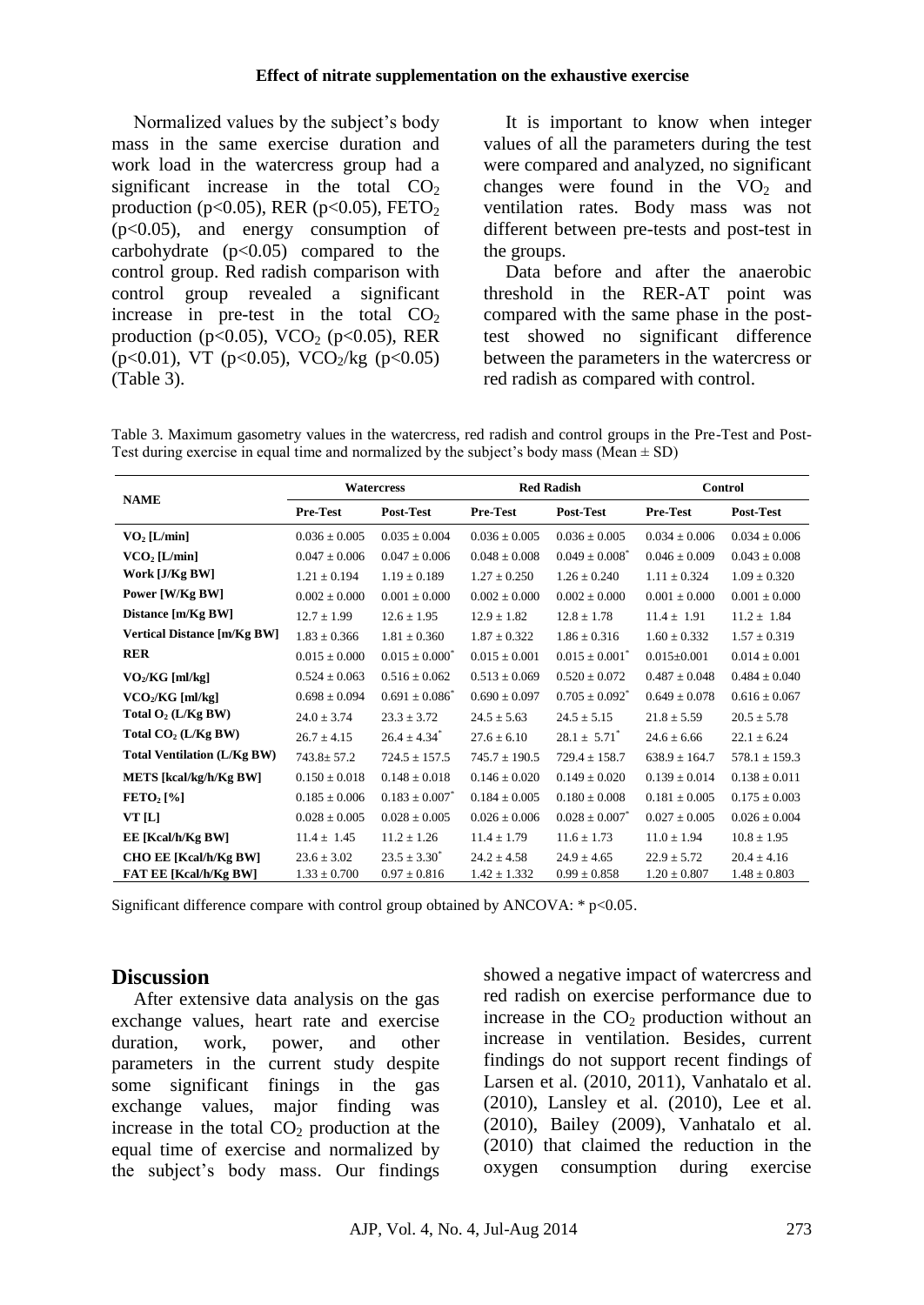Normalized values by the subject's body mass in the same exercise duration and work load in the watercress group had a significant increase in the total $CO_2$ production ($p<0.05$), RER ($p<0.05$), $FETO_2$ ($p<0.05$), and energy consumption of carbohydrate ($p<0.05$) compared to the control group. Red radish comparison with control group revealed a significant increase in pre-test in the total $CO_2$ production ($p<0.05$), $VCO_2$ ($p<0.05$), RER ($p<0.01$), VT ($p<0.05$), $VCO_2$/kg ($p<0.05$) (Table 3).

It is important to know when integer values of all the parameters during the test were compared and analyzed, no significant changes were found in the $VO_2$ and ventilation rates. Body mass was not different between pre-tests and post-test in the groups.

Data before and after the anaerobic threshold in the RER-AT point was compared with the same phase in the post-test showed no significant difference between the parameters in the watercress or red radish as compared with control.

Table 3. Maximum gasometry values in the watercress, red radish and control groups in the Pre-Test and Post-Test during exercise in equal time and normalized by the subject's body mass (Mean ± SD)

| NAME | Watercress | | Red Radish | | Control | |
|---|---|---|---|---|---|---|
| | Pre-Test | Post-Test | Pre-Test | Post-Test | Pre-Test | Post-Test |
| **$VO_2$ [L/min]** | 0.036 ± 0.005 | 0.035 ± 0.004 | 0.036 ± 0.005 | 0.036 ± 0.005 | 0.034 ± 0.006 | 0.034 ± 0.006 |
| **$VCO_2$ [L/min]** | 0.047 ± 0.006 | 0.047 ± 0.006 | 0.048 ± 0.008 | 0.049 ± 0.008* | 0.046 ± 0.009 | 0.043 ± 0.008 |
| **Work [J/Kg BW]** | 1.21 ± 0.194 | 1.19 ± 0.189 | 1.27 ± 0.250 | 1.26 ± 0.240 | 1.11 ± 0.324 | 1.09 ± 0.320 |
| **Power [W/Kg BW]** | 0.002 ± 0.000 | 0.001 ± 0.000 | 0.002 ± 0.000 | 0.002 ± 0.000 | 0.001 ± 0.000 | 0.001 ± 0.000 |
| **Distance [m/Kg BW]** | 12.7 ± 1.99 | 12.6 ± 1.95 | 12.9 ± 1.82 | 12.8 ± 1.78 | 11.4 ± 1.91 | 11.2 ± 1.84 |
| **Vertical Distance [m/Kg BW]** | 1.83 ± 0.366 | 1.81 ± 0.360 | 1.87 ± 0.322 | 1.86 ± 0.316 | 1.60 ± 0.332 | 1.57 ± 0.319 |
| **RER** | 0.015 ± 0.000 | 0.015 ± 0.000* | 0.015 ± 0.001 | 0.015 ± 0.001* | 0.015±0.001 | 0.014 ± 0.001 |
| **$VO_2$/KG [ml/kg]** | 0.524 ± 0.063 | 0.516 ± 0.062 | 0.513 ± 0.069 | 0.520 ± 0.072 | 0.487 ± 0.048 | 0.484 ± 0.040 |
| **$VCO_2$/KG [ml/kg]** | 0.698 ± 0.094 | 0.691 ± 0.086* | 0.690 ± 0.097 | 0.705 ± 0.092* | 0.649 ± 0.078 | 0.616 ± 0.067 |
| **Total $O_2$ (L/Kg BW)** | 24.0 ± 3.74 | 23.3 ± 3.72 | 24.5 ± 5.63 | 24.5 ± 5.15 | 21.8 ± 5.59 | 20.5 ± 5.78 |
| **Total $CO_2$ (L/Kg BW)** | 26.7 ± 4.15 | 26.4 ± 4.34* | 27.6 ± 6.10 | 28.1 ± 5.71* | 24.6 ± 6.66 | 22.1 ± 6.24 |
| **Total Ventilation (L/Kg BW)** | 743.8± 57.2 | 724.5 ± 157.5 | 745.7 ± 190.5 | 729.4 ± 158.7 | 638.9 ± 164.7 | 578.1 ± 159.3 |
| **METS [kcal/kg/h/Kg BW]** | 0.150 ± 0.018 | 0.148 ± 0.018 | 0.146 ± 0.020 | 0.149 ± 0.020 | 0.139 ± 0.014 | 0.138 ± 0.011 |
| **$FETO_2$ [%]** | 0.185 ± 0.006 | 0.183 ± 0.007* | 0.184 ± 0.005 | 0.180 ± 0.008 | 0.181 ± 0.005 | 0.175 ± 0.003 |
| **VT [L]** | 0.028 ± 0.005 | 0.028 ± 0.005 | 0.026 ± 0.006 | 0.028 ± 0.007* | 0.027 ± 0.005 | 0.026 ± 0.004 |
| **EE [Kcal/h/Kg BW]** | 11.4 ± 1.45 | 11.2 ± 1.26 | 11.4 ± 1.79 | 11.6 ± 1.73 | 11.0 ± 1.94 | 10.8 ± 1.95 |
| **CHO EE [Kcal/h/Kg BW]** | 23.6 ± 3.02 | 23.5 ± 3.30* | 24.2 ± 4.58 | 24.9 ± 4.65 | 22.9 ± 5.72 | 20.4 ± 4.16 |
| **FAT EE [Kcal/h/Kg BW]** | 1.33 ± 0.700 | 0.97 ± 0.816 | 1.42 ± 1.332 | 0.99 ± 0.858 | 1.20 ± 0.807 | 1.48 ± 0.803 |

Significant difference compare with control group obtained by ANCOVA: * $p<0.05$.

## Discussion

After extensive data analysis on the gas exchange values, heart rate and exercise duration, work, power, and other parameters in the current study despite some significant finings in the gas exchange values, major finding was increase in the total $CO_2$ production at the equal time of exercise and normalized by the subject's body mass. Our findings showed a negative impact of watercress and red radish on exercise performance due to increase in the $CO_2$ production without an increase in ventilation. Besides, current findings do not support recent findings of Larsen et al. (2010, 2011), Vanhatalo et al. (2010), Lansley et al. (2010), Lee et al. (2010), Bailey (2009), Vanhatalo et al. (2010) that claimed the reduction in the oxygen consumption during exercise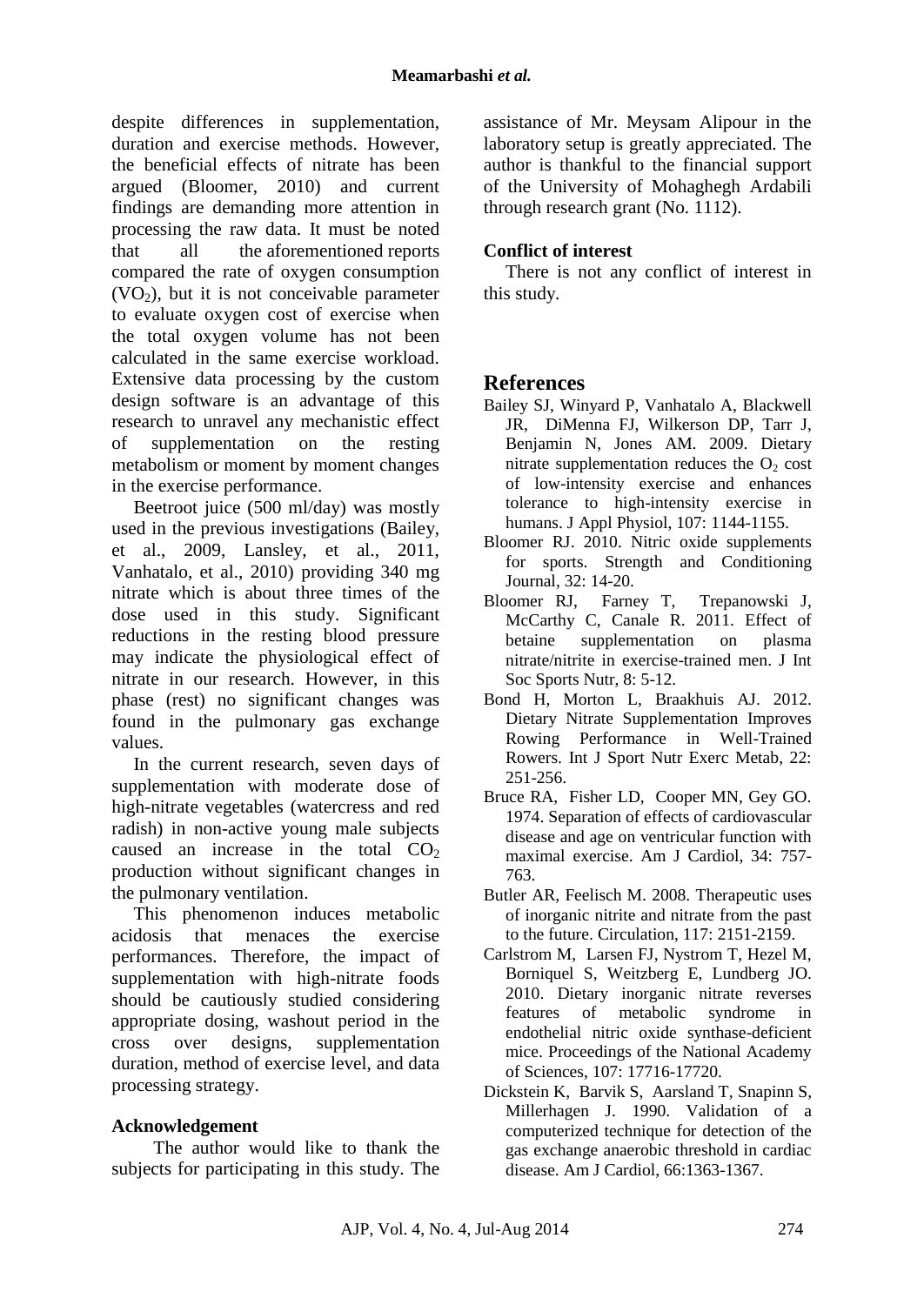despite differences in supplementation, duration and exercise methods. However, the beneficial effects of nitrate has been argued (Bloomer, 2010) and current findings are demanding more attention in processing the raw data. It must be noted that all the aforementioned reports compared the rate of oxygen consumption ($VO_2$), but it is not conceivable parameter to evaluate oxygen cost of exercise when the total oxygen volume has not been calculated in the same exercise workload. Extensive data processing by the custom design software is an advantage of this research to unravel any mechanistic effect of supplementation on the resting metabolism or moment by moment changes in the exercise performance.

Beetroot juice (500 ml/day) was mostly used in the previous investigations (Bailey, et al., 2009, Lansley, et al., 2011, Vanhatalo, et al., 2010) providing 340 mg nitrate which is about three times of the dose used in this study. Significant reductions in the resting blood pressure may indicate the physiological effect of nitrate in our research. However, in this phase (rest) no significant changes was found in the pulmonary gas exchange values.

In the current research, seven days of supplementation with moderate dose of high-nitrate vegetables (watercress and red radish) in non-active young male subjects caused an increase in the total $CO_2$ production without significant changes in the pulmonary ventilation.

This phenomenon induces metabolic acidosis that menaces the exercise performances. Therefore, the impact of supplementation with high-nitrate foods should be cautiously studied considering appropriate dosing, washout period in the cross over designs, supplementation duration, method of exercise level, and data processing strategy.

### Acknowledgement

The author would like to thank the subjects for participating in this study. The assistance of Mr. Meysam Alipour in the laboratory setup is greatly appreciated. The author is thankful to the financial support of the University of Mohaghegh Ardabili through research grant (No. 1112).

### Conflict of interest

There is not any conflict of interest in this study.

## References

Bailey SJ, Winyard P, Vanhatalo A, Blackwell JR, DiMenna FJ, Wilkerson DP, Tarr J, Benjamin N, Jones AM. 2009. Dietary nitrate supplementation reduces the $O_2$ cost of low-intensity exercise and enhances tolerance to high-intensity exercise in humans. J Appl Physiol, 107: 1144-1155.

Bloomer RJ. 2010. Nitric oxide supplements for sports. Strength and Conditioning Journal, 32: 14-20.

Bloomer RJ, Farney T, Trepanowski J, McCarthy C, Canale R. 2011. Effect of betaine supplementation on plasma nitrate/nitrite in exercise-trained men. J Int Soc Sports Nutr, 8: 5-12.

Bond H, Morton L, Braakhuis AJ. 2012. Dietary Nitrate Supplementation Improves Rowing Performance in Well-Trained Rowers. Int J Sport Nutr Exerc Metab, 22: 251-256.

Bruce RA, Fisher LD, Cooper MN, Gey GO. 1974. Separation of effects of cardiovascular disease and age on ventricular function with maximal exercise. Am J Cardiol, 34: 757-763.

Butler AR, Feelisch M. 2008. Therapeutic uses of inorganic nitrite and nitrate from the past to the future. Circulation, 117: 2151-2159.

Carlstrom M, Larsen FJ, Nystrom T, Hezel M, Borniquel S, Weitzberg E, Lundberg JO. 2010. Dietary inorganic nitrate reverses features of metabolic syndrome in endothelial nitric oxide synthase-deficient mice. Proceedings of the National Academy of Sciences, 107: 17716-17720.

Dickstein K, Barvik S, Aarsland T, Snapinn S, Millerhagen J. 1990. Validation of a computerized technique for detection of the gas exchange anaerobic threshold in cardiac disease. Am J Cardiol, 66:1363-1367.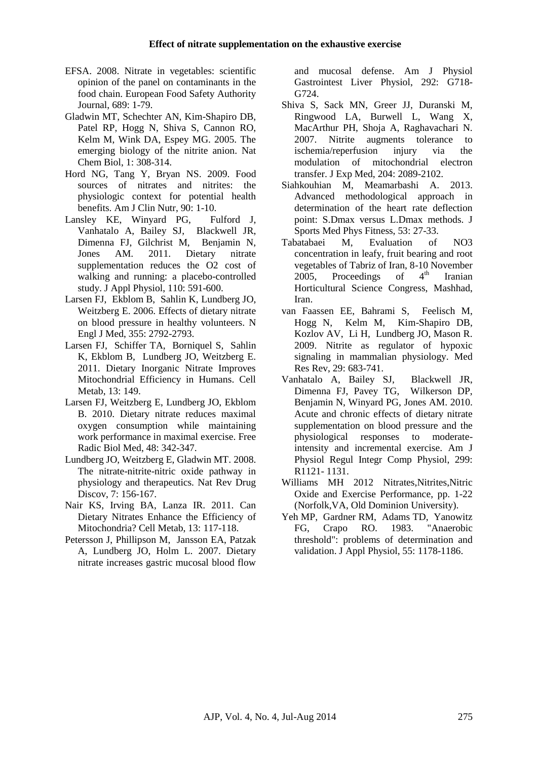EFSA. 2008. Nitrate in vegetables: scientific opinion of the panel on contaminants in the food chain. European Food Safety Authority Journal, 689: 1-79.

Gladwin MT, Schechter AN, Kim-Shapiro DB, Patel RP, Hogg N, Shiva S, Cannon RO, Kelm M, Wink DA, Espey MG. 2005. The emerging biology of the nitrite anion. Nat Chem Biol, 1: 308-314.

Hord NG, Tang Y, Bryan NS. 2009. Food sources of nitrates and nitrites: the physiologic context for potential health benefits. Am J Clin Nutr, 90: 1-10.

Lansley KE, Winyard PG, Fulford J, Vanhatalo A, Bailey SJ, Blackwell JR, Dimenna FJ, Gilchrist M, Benjamin N, Jones AM. 2011. Dietary nitrate supplementation reduces the O2 cost of walking and running: a placebo-controlled study. J Appl Physiol, 110: 591-600.

Larsen FJ, Ekblom B, Sahlin K, Lundberg JO, Weitzberg E. 2006. Effects of dietary nitrate on blood pressure in healthy volunteers. N Engl J Med, 355: 2792-2793.

Larsen FJ, Schiffer TA, Borniquel S, Sahlin K, Ekblom B, Lundberg JO, Weitzberg E. 2011. Dietary Inorganic Nitrate Improves Mitochondrial Efficiency in Humans. Cell Metab, 13: 149.

Larsen FJ, Weitzberg E, Lundberg JO, Ekblom B. 2010. Dietary nitrate reduces maximal oxygen consumption while maintaining work performance in maximal exercise. Free Radic Biol Med, 48: 342-347.

Lundberg JO, Weitzberg E, Gladwin MT. 2008. The nitrate-nitrite-nitric oxide pathway in physiology and therapeutics. Nat Rev Drug Discov, 7: 156-167.

Nair KS, Irving BA, Lanza IR. 2011. Can Dietary Nitrates Enhance the Efficiency of Mitochondria? Cell Metab, 13: 117-118.

Petersson J, Phillipson M, Jansson EA, Patzak A, Lundberg JO, Holm L. 2007. Dietary nitrate increases gastric mucosal blood flow and mucosal defense. Am J Physiol Gastrointest Liver Physiol, 292: G718-G724.

Shiva S, Sack MN, Greer JJ, Duranski M, Ringwood LA, Burwell L, Wang X, MacArthur PH, Shoja A, Raghavachari N. 2007. Nitrite augments tolerance to ischemia/reperfusion injury via the modulation of mitochondrial electron transfer. J Exp Med, 204: 2089-2102.

Siahkouhian M, Meamarbashi A. 2013. Advanced methodological approach in determination of the heart rate deflection point: S.Dmax versus L.Dmax methods. J Sports Med Phys Fitness, 53: 27-33.

Tabatabaei M, Evaluation of NO3 concentration in leafy, fruit bearing and root vegetables of Tabriz of Iran, 8-10 November 2005, Proceedings of 4th Iranian Horticultural Science Congress, Mashhad, Iran.

van Faassen EE, Bahrami S, Feelisch M, Hogg N, Kelm M, Kim-Shapiro DB, Kozlov AV, Li H, Lundberg JO, Mason R. 2009. Nitrite as regulator of hypoxic signaling in mammalian physiology. Med Res Rev, 29: 683-741.

Vanhatalo A, Bailey SJ, Blackwell JR, Dimenna FJ, Pavey TG, Wilkerson DP, Benjamin N, Winyard PG, Jones AM. 2010. Acute and chronic effects of dietary nitrate supplementation on blood pressure and the physiological responses to moderate-intensity and incremental exercise. Am J Physiol Regul Integr Comp Physiol, 299: R1121- 1131.

Williams MH 2012 Nitrates,Nitrites,Nitric Oxide and Exercise Performance, pp. 1-22 (Norfolk,VA, Old Dominion University).

Yeh MP, Gardner RM, Adams TD, Yanowitz FG, Crapo RO. 1983. "Anaerobic threshold": problems of determination and validation. J Appl Physiol, 55: 1178-1186.